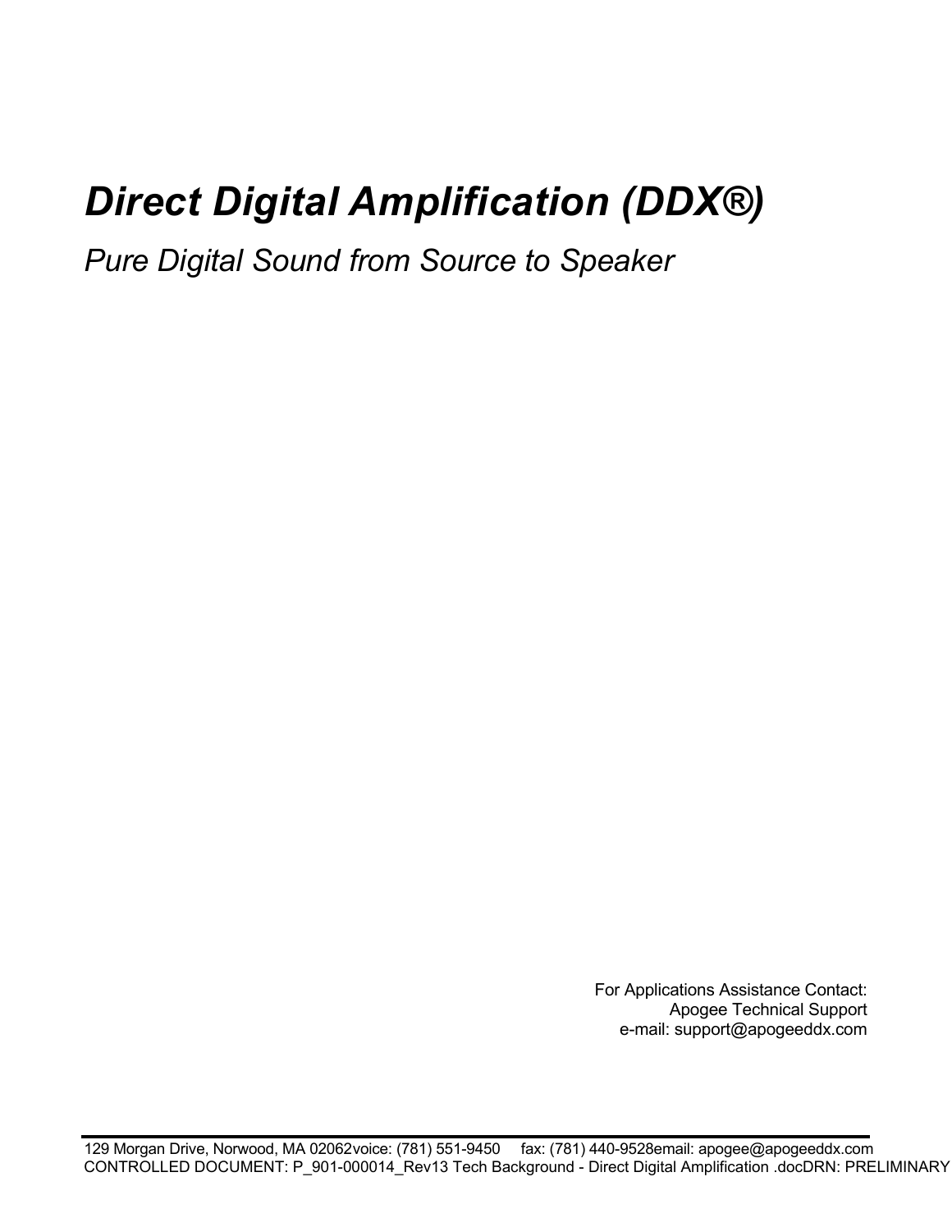# *Direct Digital Amplification (DDX®)*

*Pure Digital Sound from Source to Speaker*

For Applications Assistance Contact:
Apogee Technical Support
e-mail: support@apogeeddx.com

129 Morgan Drive, Norwood, MA 02062voice: (781) 551-9450 fax: (781) 440-9528email: apogee@apogeeddx.com
CONTROLLED DOCUMENT: P_901-000014_Rev13 Tech Background - Direct Digital Amplification .docDRN: PRELIMINARY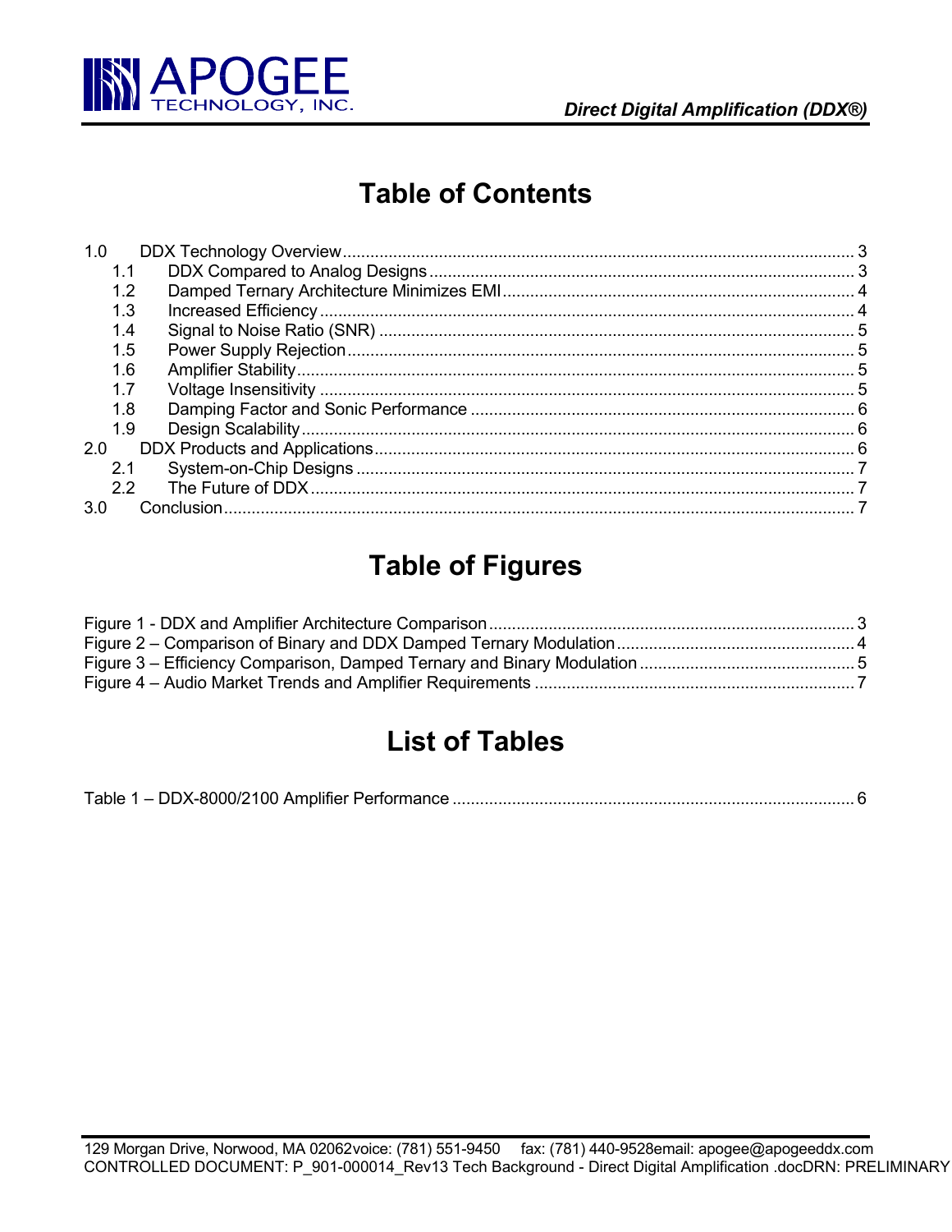# Table of Contents

1.0 DDX Technology Overview ... 3
- 1.1 DDX Compared to Analog Designs ... 3
- 1.2 Damped Ternary Architecture Minimizes EMI ... 4
- 1.3 Increased Efficiency ... 4
- 1.4 Signal to Noise Ratio (SNR) ... 5
- 1.5 Power Supply Rejection ... 5
- 1.6 Amplifier Stability ... 5
- 1.7 Voltage Insensitivity ... 5
- 1.8 Damping Factor and Sonic Performance ... 6
- 1.9 Design Scalability ... 6

2.0 DDX Products and Applications ... 6
- 2.1 System-on-Chip Designs ... 7
- 2.2 The Future of DDX ... 7

3.0 Conclusion ... 7

# Table of Figures

Figure 1 - DDX and Amplifier Architecture Comparison ... 3
Figure 2 – Comparison of Binary and DDX Damped Ternary Modulation ... 4
Figure 3 – Efficiency Comparison, Damped Ternary and Binary Modulation ... 5
Figure 4 – Audio Market Trends and Amplifier Requirements ... 7

# List of Tables

Table 1 – DDX-8000/2100 Amplifier Performance ... 6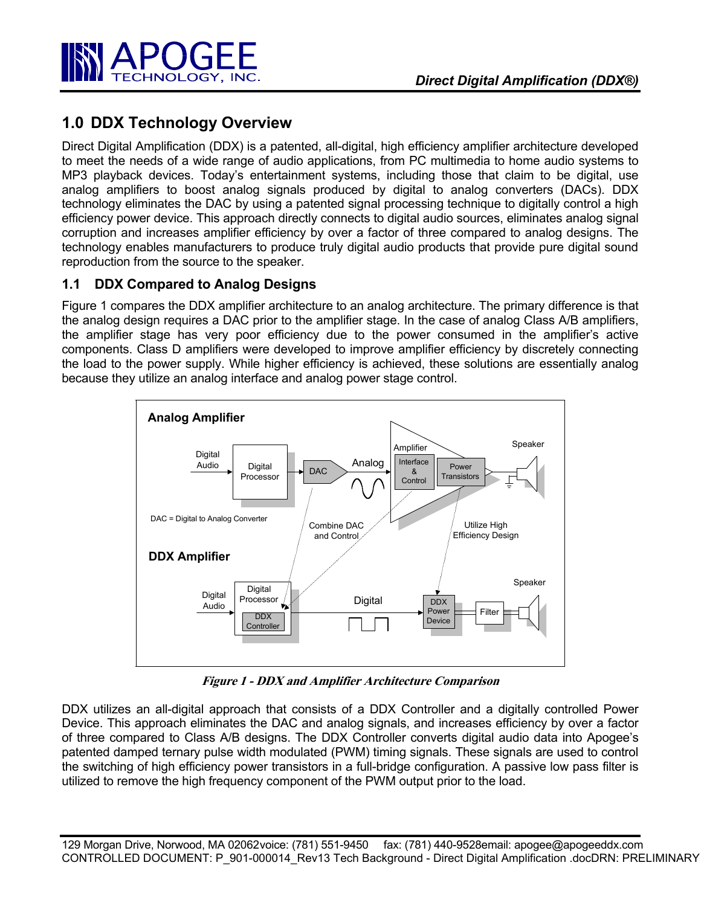## 1.0 DDX Technology Overview

Direct Digital Amplification (DDX) is a patented, all-digital, high efficiency amplifier architecture developed to meet the needs of a wide range of audio applications, from PC multimedia to home audio systems to MP3 playback devices. Today's entertainment systems, including those that claim to be digital, use analog amplifiers to boost analog signals produced by digital to analog converters (DACs). DDX technology eliminates the DAC by using a patented signal processing technique to digitally control a high efficiency power device. This approach directly connects to digital audio sources, eliminates analog signal corruption and increases amplifier efficiency by over a factor of three compared to analog designs. The technology enables manufacturers to produce truly digital audio products that provide pure digital sound reproduction from the source to the speaker.

### 1.1 DDX Compared to Analog Designs

Figure 1 compares the DDX amplifier architecture to an analog architecture. The primary difference is that the analog design requires a DAC prior to the amplifier stage. In the case of analog Class A/B amplifiers, the amplifier stage has very poor efficiency due to the power consumed in the amplifier's active components. Class D amplifiers were developed to improve amplifier efficiency by discretely connecting the load to the power supply. While higher efficiency is achieved, these solutions are essentially analog because they utilize an analog interface and analog power stage control.

*Figure 1 - DDX and Amplifier Architecture Comparison*

DDX utilizes an all-digital approach that consists of a DDX Controller and a digitally controlled Power Device. This approach eliminates the DAC and analog signals, and increases efficiency by over a factor of three compared to Class A/B designs. The DDX Controller converts digital audio data into Apogee's patented damped ternary pulse width modulated (PWM) timing signals. These signals are used to control the switching of high efficiency power transistors in a full-bridge configuration. A passive low pass filter is utilized to remove the high frequency component of the PWM output prior to the load.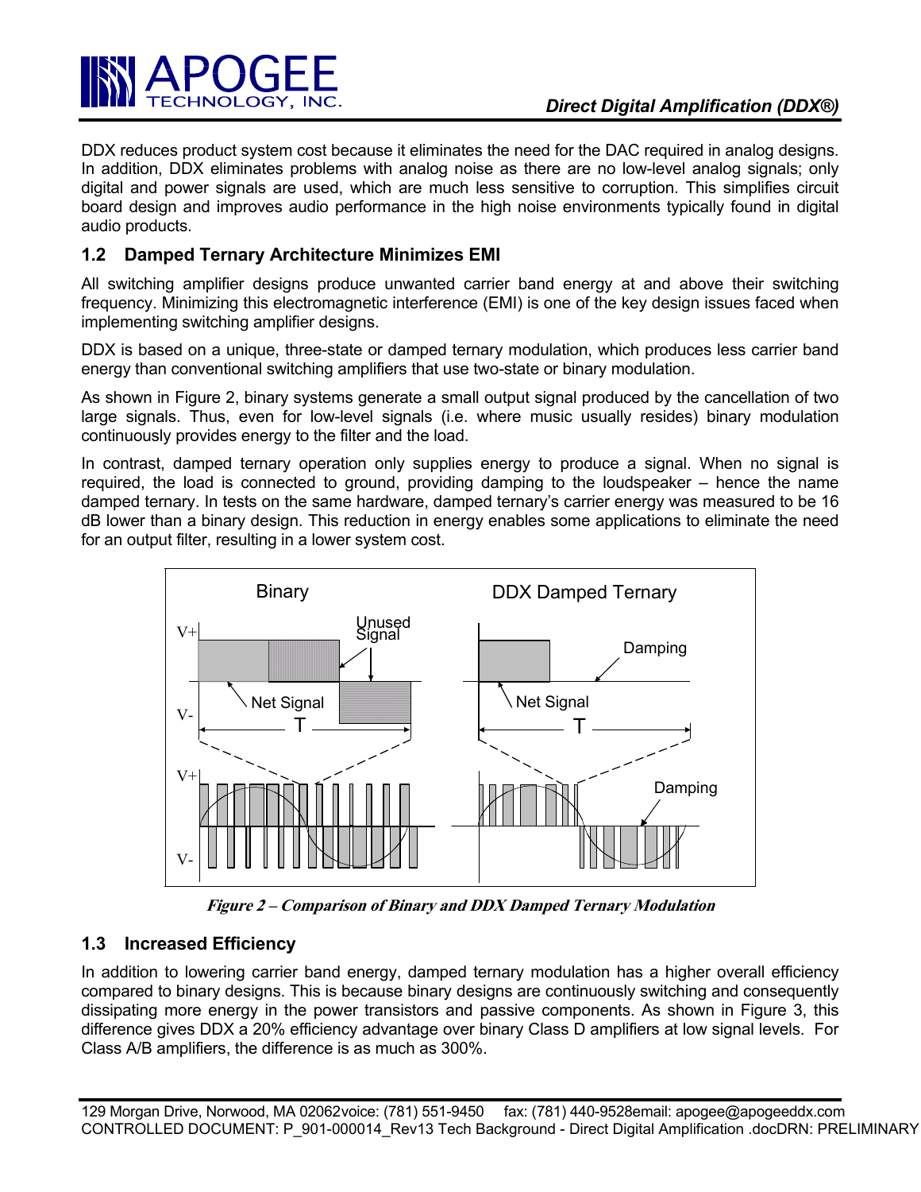DDX reduces product system cost because it eliminates the need for the DAC required in analog designs. In addition, DDX eliminates problems with analog noise as there are no low-level analog signals; only digital and power signals are used, which are much less sensitive to corruption. This simplifies circuit board design and improves audio performance in the high noise environments typically found in digital audio products.

## 1.2 Damped Ternary Architecture Minimizes EMI

All switching amplifier designs produce unwanted carrier band energy at and above their switching frequency. Minimizing this electromagnetic interference (EMI) is one of the key design issues faced when implementing switching amplifier designs.

DDX is based on a unique, three-state or damped ternary modulation, which produces less carrier band energy than conventional switching amplifiers that use two-state or binary modulation.

As shown in Figure 2, binary systems generate a small output signal produced by the cancellation of two large signals. Thus, even for low-level signals (i.e. where music usually resides) binary modulation continuously provides energy to the filter and the load.

In contrast, damped ternary operation only supplies energy to produce a signal. When no signal is required, the load is connected to ground, providing damping to the loudspeaker – hence the name damped ternary. In tests on the same hardware, damped ternary's carrier energy was measured to be 16 dB lower than a binary design. This reduction in energy enables some applications to eliminate the need for an output filter, resulting in a lower system cost.

*Figure 2 – Comparison of Binary and DDX Damped Ternary Modulation*

## 1.3 Increased Efficiency

In addition to lowering carrier band energy, damped ternary modulation has a higher overall efficiency compared to binary designs. This is because binary designs are continuously switching and consequently dissipating more energy in the power transistors and passive components. As shown in Figure 3, this difference gives DDX a 20% efficiency advantage over binary Class D amplifiers at low signal levels. For Class A/B amplifiers, the difference is as much as 300%.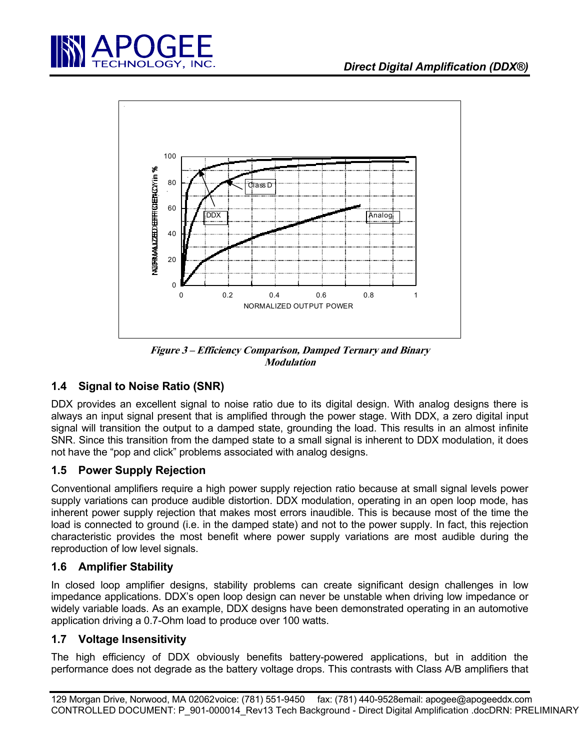Figure 3 – Efficiency Comparison, Damped Ternary and Binary Modulation

## 1.4 Signal to Noise Ratio (SNR)

DDX provides an excellent signal to noise ratio due to its digital design. With analog designs there is always an input signal present that is amplified through the power stage. With DDX, a zero digital input signal will transition the output to a damped state, grounding the load. This results in an almost infinite SNR. Since this transition from the damped state to a small signal is inherent to DDX modulation, it does not have the "pop and click" problems associated with analog designs.

## 1.5 Power Supply Rejection

Conventional amplifiers require a high power supply rejection ratio because at small signal levels power supply variations can produce audible distortion. DDX modulation, operating in an open loop mode, has inherent power supply rejection that makes most errors inaudible. This is because most of the time the load is connected to ground (i.e. in the damped state) and not to the power supply. In fact, this rejection characteristic provides the most benefit where power supply variations are most audible during the reproduction of low level signals.

## 1.6 Amplifier Stability

In closed loop amplifier designs, stability problems can create significant design challenges in low impedance applications. DDX's open loop design can never be unstable when driving low impedance or widely variable loads. As an example, DDX designs have been demonstrated operating in an automotive application driving a 0.7-Ohm load to produce over 100 watts.

## 1.7 Voltage Insensitivity

The high efficiency of DDX obviously benefits battery-powered applications, but in addition the performance does not degrade as the battery voltage drops. This contrasts with Class A/B amplifiers that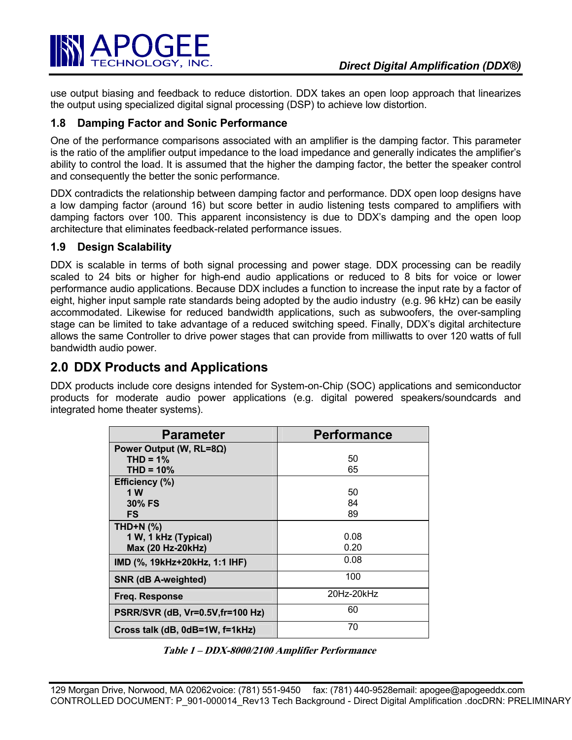use output biasing and feedback to reduce distortion. DDX takes an open loop approach that linearizes the output using specialized digital signal processing (DSP) to achieve low distortion.

### 1.8 Damping Factor and Sonic Performance

One of the performance comparisons associated with an amplifier is the damping factor. This parameter is the ratio of the amplifier output impedance to the load impedance and generally indicates the amplifier's ability to control the load. It is assumed that the higher the damping factor, the better the speaker control and consequently the better the sonic performance.

DDX contradicts the relationship between damping factor and performance. DDX open loop designs have a low damping factor (around 16) but score better in audio listening tests compared to amplifiers with damping factors over 100. This apparent inconsistency is due to DDX's damping and the open loop architecture that eliminates feedback-related performance issues.

### 1.9 Design Scalability

DDX is scalable in terms of both signal processing and power stage. DDX processing can be readily scaled to 24 bits or higher for high-end audio applications or reduced to 8 bits for voice or lower performance audio applications. Because DDX includes a function to increase the input rate by a factor of eight, higher input sample rate standards being adopted by the audio industry (e.g. 96 kHz) can be easily accommodated. Likewise for reduced bandwidth applications, such as subwoofers, the over-sampling stage can be limited to take advantage of a reduced switching speed. Finally, DDX's digital architecture allows the same Controller to drive power stages that can provide from milliwatts to over 120 watts of full bandwidth audio power.

## 2.0 DDX Products and Applications

DDX products include core designs intended for System-on-Chip (SOC) applications and semiconductor products for moderate audio power applications (e.g. digital powered speakers/soundcards and integrated home theater systems).

| Parameter | Performance |
|---|---|
| **Power Output (W, RL=8Ω)** | |
| **THD = 1%** | 50 |
| **THD = 10%** | 65 |
| **Efficiency (%)** | |
| **1 W** | 50 |
| **30% FS** | 84 |
| **FS** | 89 |
| **THD+N (%)** | |
| **1 W, 1 kHz (Typical)** | 0.08 |
| **Max (20 Hz-20kHz)** | 0.20 |
| **IMD (%, 19kHz+20kHz, 1:1 IHF)** | 0.08 |
| **SNR (dB A-weighted)** | 100 |
| **Freq. Response** | 20Hz-20kHz |
| **PSRR/SVR (dB, Vr=0.5V,fr=100 Hz)** | 60 |
| **Cross talk (dB, 0dB=1W, f=1kHz)** | 70 |

***Table 1 – DDX-8000/2100 Amplifier Performance***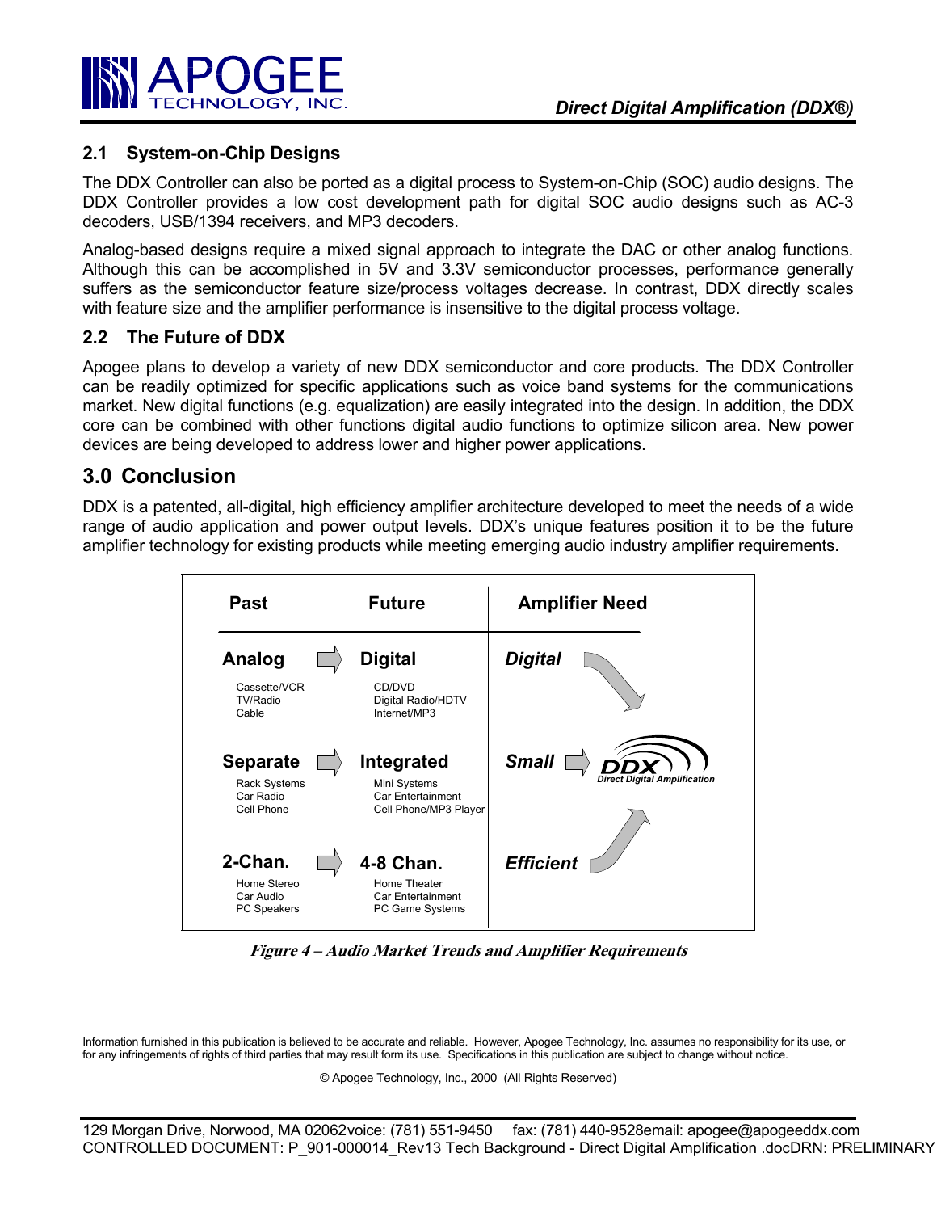## 2.1 System-on-Chip Designs

The DDX Controller can also be ported as a digital process to System-on-Chip (SOC) audio designs. The DDX Controller provides a low cost development path for digital SOC audio designs such as AC-3 decoders, USB/1394 receivers, and MP3 decoders.

Analog-based designs require a mixed signal approach to integrate the DAC or other analog functions. Although this can be accomplished in 5V and 3.3V semiconductor processes, performance generally suffers as the semiconductor feature size/process voltages decrease. In contrast, DDX directly scales with feature size and the amplifier performance is insensitive to the digital process voltage.

## 2.2 The Future of DDX

Apogee plans to develop a variety of new DDX semiconductor and core products. The DDX Controller can be readily optimized for specific applications such as voice band systems for the communications market. New digital functions (e.g. equalization) are easily integrated into the design. In addition, the DDX core can be combined with other functions digital audio functions to optimize silicon area. New power devices are being developed to address lower and higher power applications.

# 3.0 Conclusion

DDX is a patented, all-digital, high efficiency amplifier architecture developed to meet the needs of a wide range of audio application and power output levels. DDX's unique features position it to be the future amplifier technology for existing products while meeting emerging audio industry amplifier requirements.

Past

Future

Amplifier Need

Analog

Cassette/VCR
TV/Radio
Cable

Digital

CD/DVD
Digital Radio/HDTV
Internet/MP3

Digital

Separate

Rack Systems
Car Radio
Cell Phone

Integrated

Mini Systems
Car Entertainment
Cell Phone/MP3 Player

Small

DDX
Direct Digital Amplification

2-Chan.

Home Stereo
Car Audio
PC Speakers

4-8 Chan.

Home Theater
Car Entertainment
PC Game Systems

Efficient

*Figure 4 – Audio Market Trends and Amplifier Requirements*

Information furnished in this publication is believed to be accurate and reliable. However, Apogee Technology, Inc. assumes no responsibility for its use, or for any infringements of rights of third parties that may result form its use. Specifications in this publication are subject to change without notice.

© Apogee Technology, Inc., 2000 (All Rights Reserved)